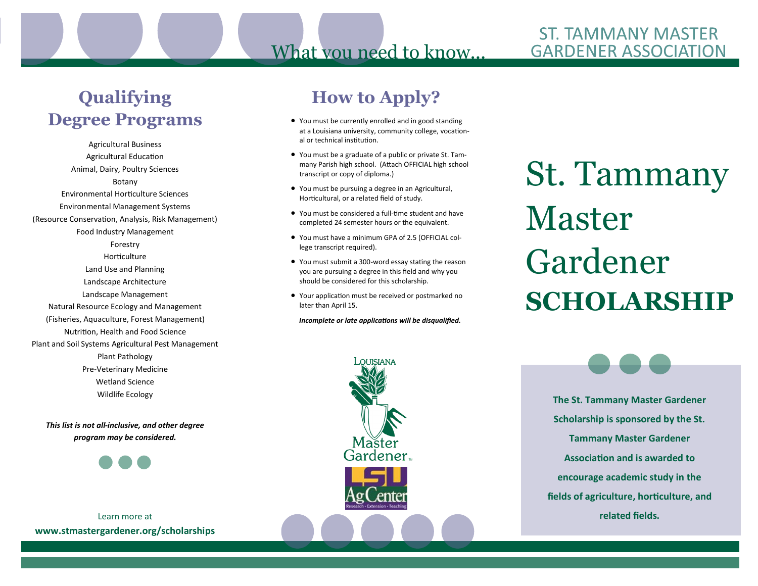What you need to know...

ST. TAMMANY MASTER GARDENER ASSOCIATION

## Qualifying Degree Programs

Agricultural Business
Agricultural Education
Animal, Dairy, Poultry Sciences
Botany
Environmental Horticulture Sciences
Environmental Management Systems
(Resource Conservation, Analysis, Risk Management)
Food Industry Management
Forestry
Horticulture
Land Use and Planning
Landscape Architecture
Landscape Management
Natural Resource Ecology and Management
(Fisheries, Aquaculture, Forest Management)
Nutrition, Health and Food Science
Plant and Soil Systems Agricultural Pest Management
Plant Pathology
Pre-Veterinary Medicine
Wetland Science
Wildlife Ecology

***This list is not all-inclusive, and other degree program may be considered.***

Learn more at
**www.stmastergardener.org/scholarships**

## How to Apply?

- You must be currently enrolled and in good standing at a Louisiana university, community college, vocational or technical institution.
- You must be a graduate of a public or private St. Tammany Parish high school. (Attach OFFICIAL high school transcript or copy of diploma.)
- You must be pursuing a degree in an Agricultural, Horticultural, or a related field of study.
- You must be considered a full-time student and have completed 24 semester hours or the equivalent.
- You must have a minimum GPA of 2.5 (OFFICIAL college transcript required).
- You must submit a 300-word essay stating the reason you are pursuing a degree in this field and why you should be considered for this scholarship.
- Your application must be received or postmarked no later than April 15.

***Incomplete or late applications will be disqualified.***

Louisiana Master Gardener
LSU AgCenter
Research · Extension · Teaching

# St. Tammany Master Gardener **SCHOLARSHIP**

**The St. Tammany Master Gardener Scholarship is sponsored by the St. Tammany Master Gardener Association and is awarded to encourage academic study in the fields of agriculture, horticulture, and related fields.**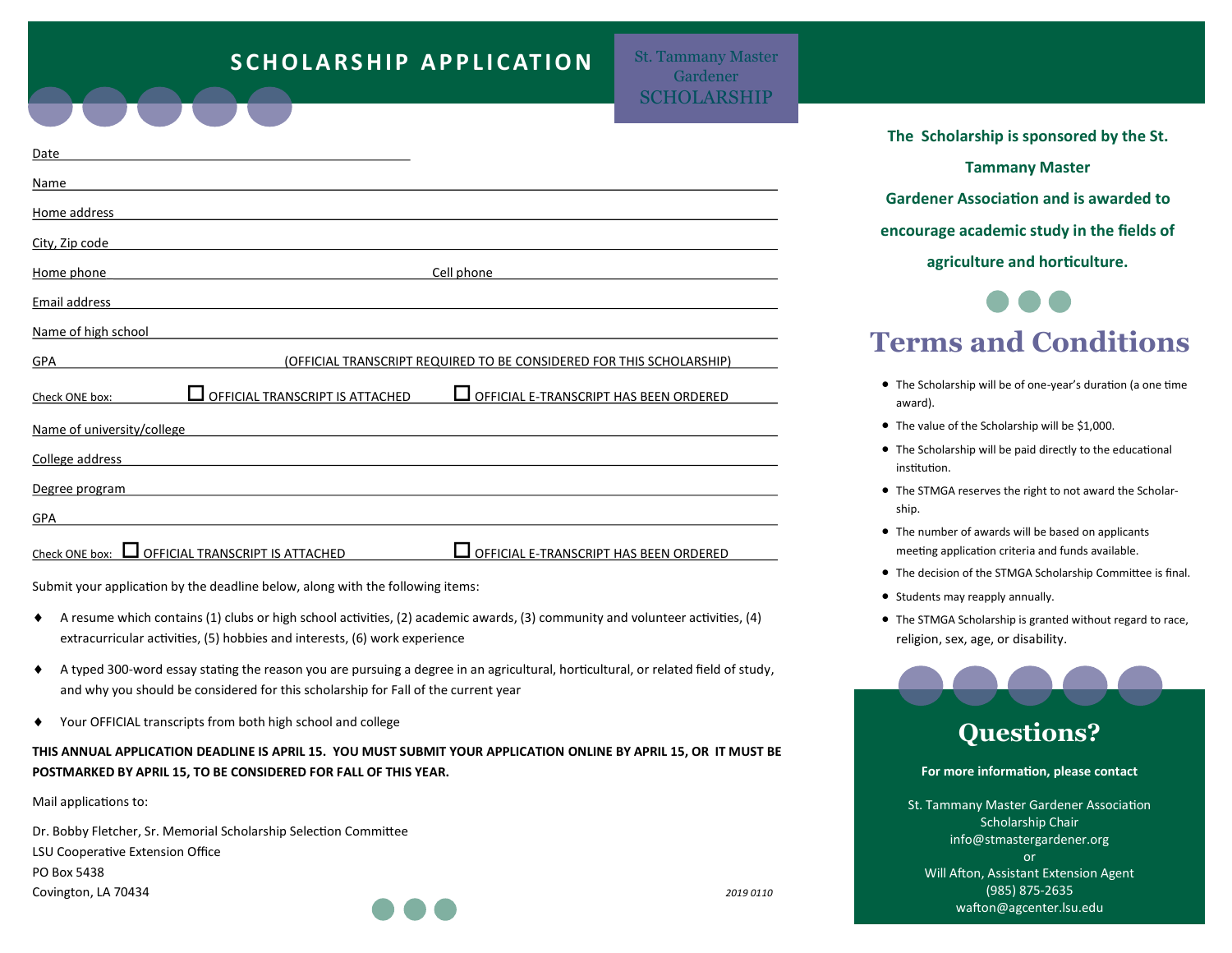# SCHOLARSHIP APPLICATION

St. Tammany Master Gardener
SCHOLARSHIP

Date ______________________________

Name ______________________________

Home address ______________________________

City, Zip code ______________________________

Home phone ______________________________ Cell phone ______________________________

Email address ______________________________

Name of high school ______________________________

GPA ______________ (OFFICIAL TRANSCRIPT REQUIRED TO BE CONSIDERED FOR THIS SCHOLARSHIP)

Check ONE box: ☐ OFFICIAL TRANSCRIPT IS ATTACHED ☐ OFFICIAL E-TRANSCRIPT HAS BEEN ORDERED

Name of university/college ______________________________

College address ______________________________

Degree program ______________________________

GPA ______________________________

Check ONE box: ☐ OFFICIAL TRANSCRIPT IS ATTACHED ☐ OFFICIAL E-TRANSCRIPT HAS BEEN ORDERED

Submit your application by the deadline below, along with the following items:

- A resume which contains (1) clubs or high school activities, (2) academic awards, (3) community and volunteer activities, (4) extracurricular activities, (5) hobbies and interests, (6) work experience
- A typed 300-word essay stating the reason you are pursuing a degree in an agricultural, horticultural, or related field of study, and why you should be considered for this scholarship for Fall of the current year
- Your OFFICIAL transcripts from both high school and college

**THIS ANNUAL APPLICATION DEADLINE IS APRIL 15. YOU MUST SUBMIT YOUR APPLICATION ONLINE BY APRIL 15, OR IT MUST BE POSTMARKED BY APRIL 15, TO BE CONSIDERED FOR FALL OF THIS YEAR.**

Mail applications to:

Dr. Bobby Fletcher, Sr. Memorial Scholarship Selection Committee
LSU Cooperative Extension Office
PO Box 5438
Covington, LA 70434

*2019 0110*

**The Scholarship is sponsored by the St. Tammany Master Gardener Association and is awarded to encourage academic study in the fields of agriculture and horticulture.**

## Terms and Conditions

- The Scholarship will be of one-year's duration (a one time award).
- The value of the Scholarship will be $1,000.
- The Scholarship will be paid directly to the educational institution.
- The STMGA reserves the right to not award the Scholarship.
- The number of awards will be based on applicants meeting application criteria and funds available.
- The decision of the STMGA Scholarship Committee is final.
- Students may reapply annually.
- The STMGA Scholarship is granted without regard to race, religion, sex, age, or disability.

## Questions?

**For more information, please contact**

St. Tammany Master Gardener Association
Scholarship Chair
info@stmastergardener.org
or
Will Afton, Assistant Extension Agent
(985) 875-2635
wafton@agcenter.lsu.edu